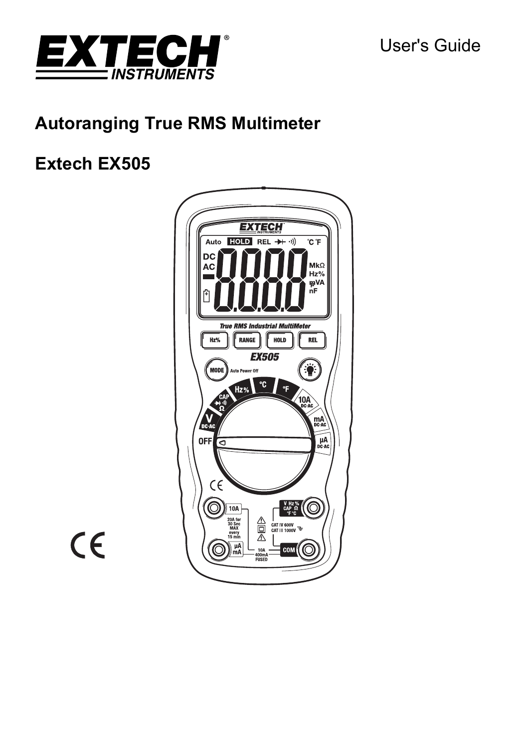User's Guide

# Autoranging True RMS Multimeter

# Extech EX505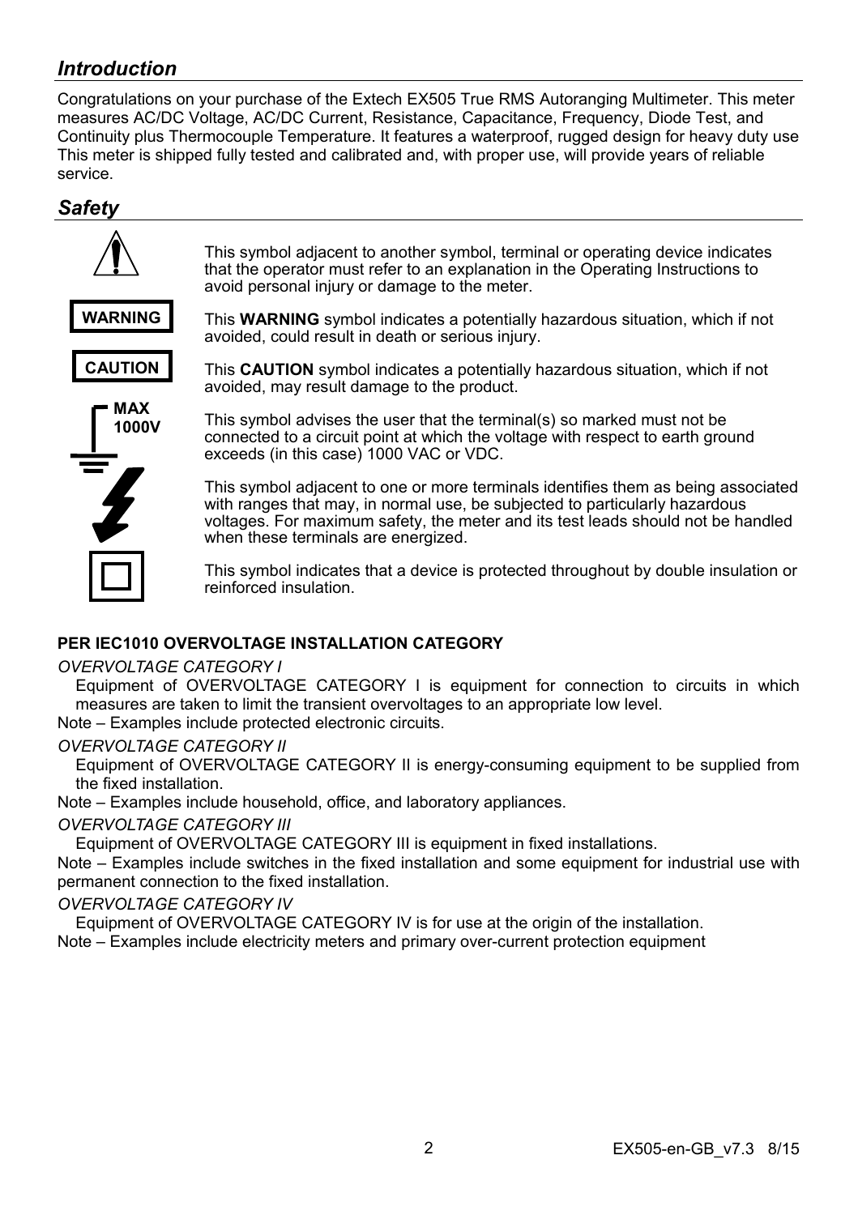## *Introduction*

Congratulations on your purchase of the Extech EX505 True RMS Autoranging Multimeter. This meter measures AC/DC Voltage, AC/DC Current, Resistance, Capacitance, Frequency, Diode Test, and Continuity plus Thermocouple Temperature. It features a waterproof, rugged design for heavy duty use This meter is shipped fully tested and calibrated and, with proper use, will provide years of reliable service.

## *Safety*

This symbol adjacent to another symbol, terminal or operating device indicates that the operator must refer to an explanation in the Operating Instructions to avoid personal injury or damage to the meter.

**WARNING** This **WARNING** symbol indicates a potentially hazardous situation, which if not avoided, could result in death or serious injury.

**CAUTION** This **CAUTION** symbol indicates a potentially hazardous situation, which if not avoided, may result damage to the product.

MAX 1000V This symbol advises the user that the terminal(s) so marked must not be connected to a circuit point at which the voltage with respect to earth ground exceeds (in this case) 1000 VAC or VDC.

This symbol adjacent to one or more terminals identifies them as being associated with ranges that may, in normal use, be subjected to particularly hazardous voltages. For maximum safety, the meter and its test leads should not be handled when these terminals are energized.

This symbol indicates that a device is protected throughout by double insulation or reinforced insulation.

**PER IEC1010 OVERVOLTAGE INSTALLATION CATEGORY**

*OVERVOLTAGE CATEGORY I*

Equipment of OVERVOLTAGE CATEGORY I is equipment for connection to circuits in which measures are taken to limit the transient overvoltages to an appropriate low level.

Note – Examples include protected electronic circuits.

*OVERVOLTAGE CATEGORY II*

Equipment of OVERVOLTAGE CATEGORY II is energy-consuming equipment to be supplied from the fixed installation.

Note – Examples include household, office, and laboratory appliances.

*OVERVOLTAGE CATEGORY III*

Equipment of OVERVOLTAGE CATEGORY III is equipment in fixed installations.

Note – Examples include switches in the fixed installation and some equipment for industrial use with permanent connection to the fixed installation.

*OVERVOLTAGE CATEGORY IV*

Equipment of OVERVOLTAGE CATEGORY IV is for use at the origin of the installation.

Note – Examples include electricity meters and primary over-current protection equipment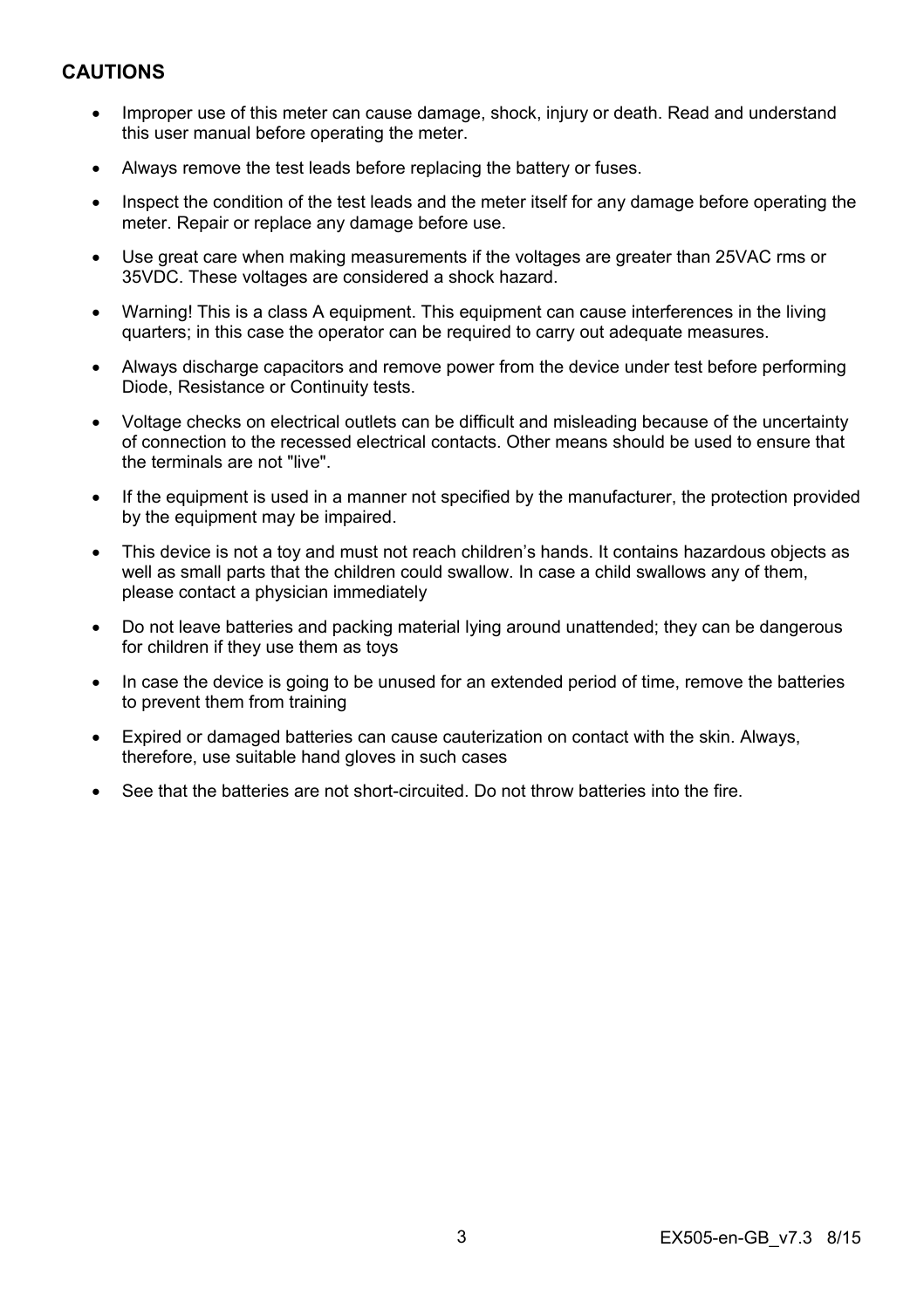## CAUTIONS

- Improper use of this meter can cause damage, shock, injury or death. Read and understand this user manual before operating the meter.
- Always remove the test leads before replacing the battery or fuses.
- Inspect the condition of the test leads and the meter itself for any damage before operating the meter. Repair or replace any damage before use.
- Use great care when making measurements if the voltages are greater than 25VAC rms or 35VDC. These voltages are considered a shock hazard.
- Warning! This is a class A equipment. This equipment can cause interferences in the living quarters; in this case the operator can be required to carry out adequate measures.
- Always discharge capacitors and remove power from the device under test before performing Diode, Resistance or Continuity tests.
- Voltage checks on electrical outlets can be difficult and misleading because of the uncertainty of connection to the recessed electrical contacts. Other means should be used to ensure that the terminals are not "live".
- If the equipment is used in a manner not specified by the manufacturer, the protection provided by the equipment may be impaired.
- This device is not a toy and must not reach children's hands. It contains hazardous objects as well as small parts that the children could swallow. In case a child swallows any of them, please contact a physician immediately
- Do not leave batteries and packing material lying around unattended; they can be dangerous for children if they use them as toys
- In case the device is going to be unused for an extended period of time, remove the batteries to prevent them from training
- Expired or damaged batteries can cause cauterization on contact with the skin. Always, therefore, use suitable hand gloves in such cases
- See that the batteries are not short-circuited. Do not throw batteries into the fire.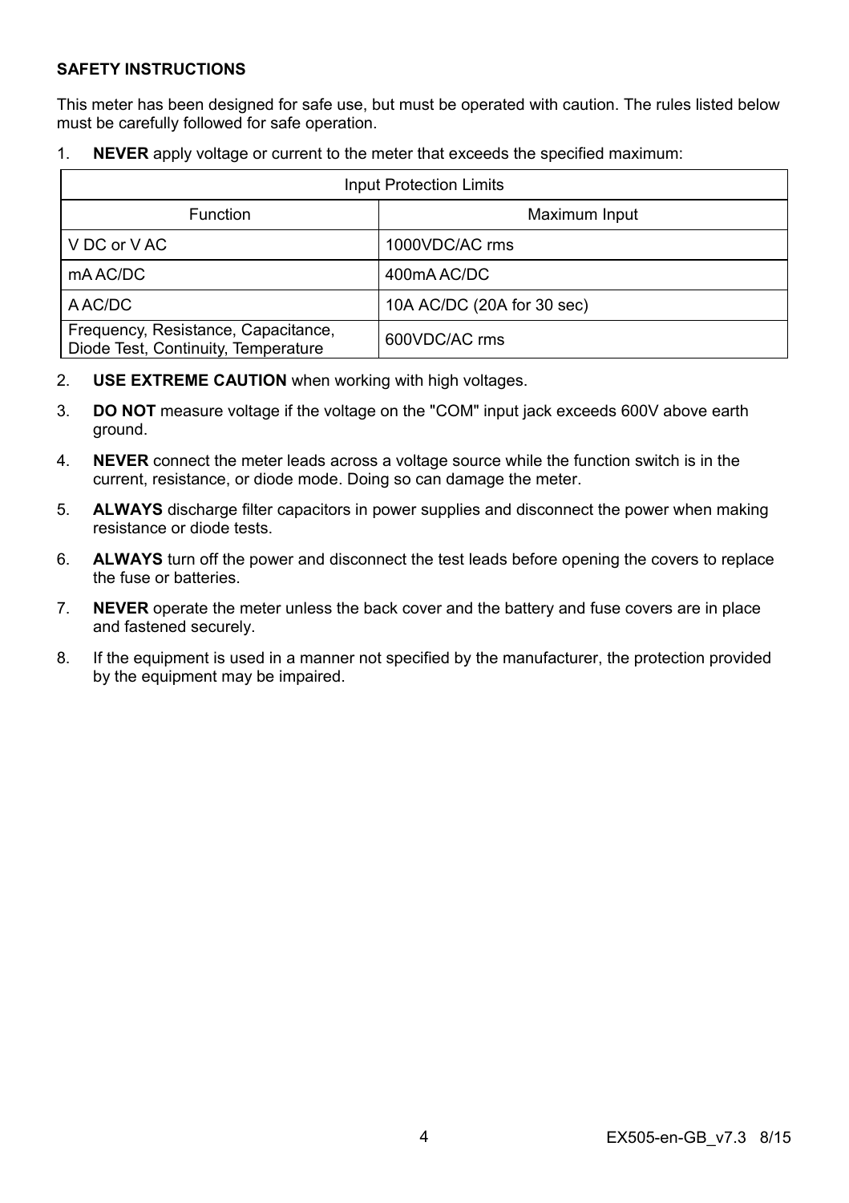**SAFETY INSTRUCTIONS**

This meter has been designed for safe use, but must be operated with caution. The rules listed below must be carefully followed for safe operation.

1. **NEVER** apply voltage or current to the meter that exceeds the specified maximum:

| Input Protection Limits | |
|---|---|
| Function | Maximum Input |
| V DC or V AC | 1000VDC/AC rms |
| mA AC/DC | 400mA AC/DC |
| A AC/DC | 10A AC/DC (20A for 30 sec) |
| Frequency, Resistance, Capacitance, Diode Test, Continuity, Temperature | 600VDC/AC rms |

2. **USE EXTREME CAUTION** when working with high voltages.
3. **DO NOT** measure voltage if the voltage on the "COM" input jack exceeds 600V above earth ground.
4. **NEVER** connect the meter leads across a voltage source while the function switch is in the current, resistance, or diode mode. Doing so can damage the meter.
5. **ALWAYS** discharge filter capacitors in power supplies and disconnect the power when making resistance or diode tests.
6. **ALWAYS** turn off the power and disconnect the test leads before opening the covers to replace the fuse or batteries.
7. **NEVER** operate the meter unless the back cover and the battery and fuse covers are in place and fastened securely.
8. If the equipment is used in a manner not specified by the manufacturer, the protection provided by the equipment may be impaired.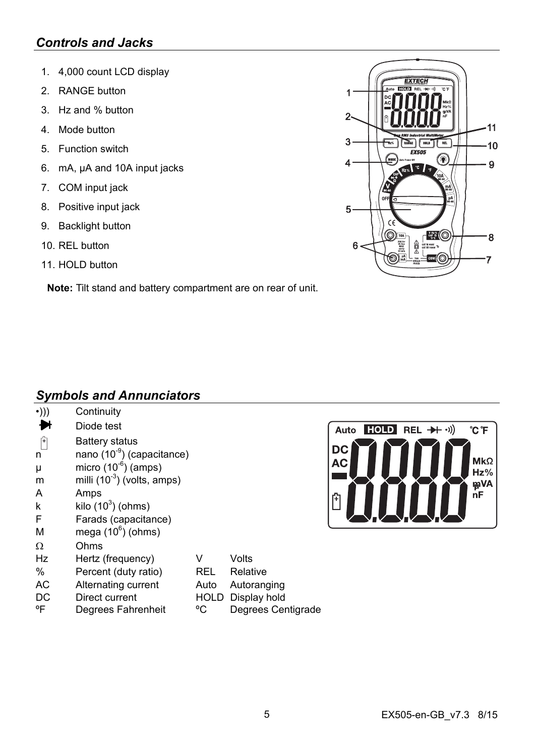## *Controls and Jacks*

1. 4,000 count LCD display
2. RANGE button
3. Hz and % button
4. Mode button
5. Function switch
6. mA, µA and 10A input jacks
7. COM input jack
8. Positive input jack
9. Backlight button
10. REL button
11. HOLD button

**Note:** Tilt stand and battery compartment are on rear of unit.

## *Symbols and Annunciators*

| Symbol | Meaning | Symbol | Meaning |
|---|---|---|---|
| •))) | Continuity | | |
| ➔ | Diode test | | |
| 🔋 | Battery status | | |
| n | nano ($10^{-9}$) (capacitance) | | |
| µ | micro ($10^{-6}$) (amps) | | |
| m | milli ($10^{-3}$) (volts, amps) | | |
| A | Amps | | |
| k | kilo ($10^{3}$) (ohms) | | |
| F | Farads (capacitance) | | |
| M | mega ($10^{6}$) (ohms) | | |
| Ω | Ohms | | |
| Hz | Hertz (frequency) | V | Volts |
| % | Percent (duty ratio) | REL | Relative |
| AC | Alternating current | Auto | Autoranging |
| DC | Direct current | HOLD | Display hold |
| ºF | Degrees Fahrenheit | ºC | Degrees Centigrade |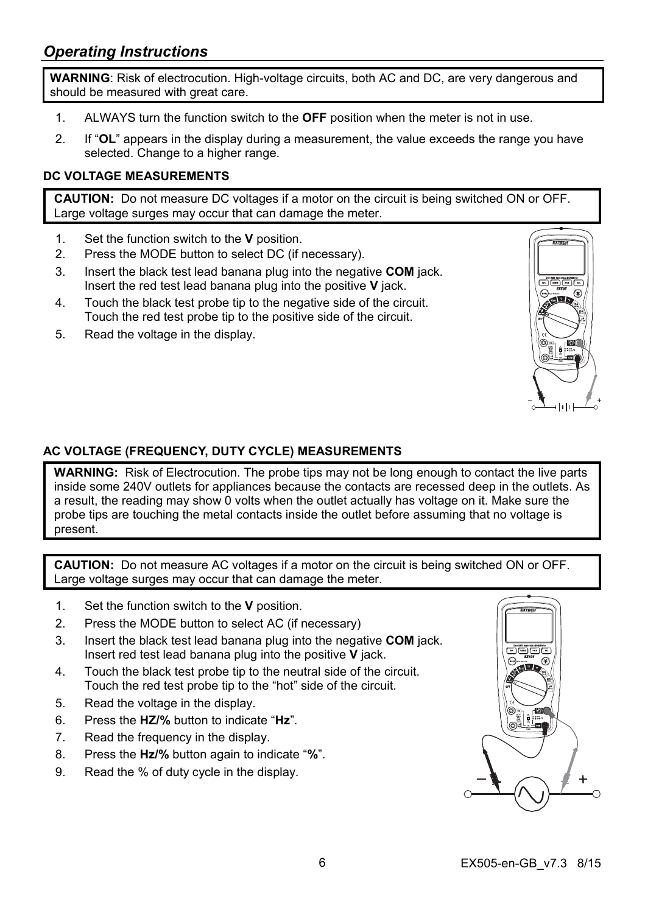## *Operating Instructions*

**WARNING**: Risk of electrocution. High-voltage circuits, both AC and DC, are very dangerous and should be measured with great care.

1. ALWAYS turn the function switch to the **OFF** position when the meter is not in use.
2. If "**OL**" appears in the display during a measurement, the value exceeds the range you have selected. Change to a higher range.

### DC VOLTAGE MEASUREMENTS

**CAUTION:** Do not measure DC voltages if a motor on the circuit is being switched ON or OFF. Large voltage surges may occur that can damage the meter.

1. Set the function switch to the **V** position.
2. Press the MODE button to select DC (if necessary).
3. Insert the black test lead banana plug into the negative **COM** jack. Insert the red test lead banana plug into the positive **V** jack.
4. Touch the black test probe tip to the negative side of the circuit. Touch the red test probe tip to the positive side of the circuit.
5. Read the voltage in the display.

### AC VOLTAGE (FREQUENCY, DUTY CYCLE) MEASUREMENTS

**WARNING:** Risk of Electrocution. The probe tips may not be long enough to contact the live parts inside some 240V outlets for appliances because the contacts are recessed deep in the outlets. As a result, the reading may show 0 volts when the outlet actually has voltage on it. Make sure the probe tips are touching the metal contacts inside the outlet before assuming that no voltage is present.

**CAUTION:** Do not measure AC voltages if a motor on the circuit is being switched ON or OFF. Large voltage surges may occur that can damage the meter.

1. Set the function switch to the **V** position.
2. Press the MODE button to select AC (if necessary)
3. Insert the black test lead banana plug into the negative **COM** jack. Insert red test lead banana plug into the positive **V** jack.
4. Touch the black test probe tip to the neutral side of the circuit. Touch the red test probe tip to the "hot" side of the circuit.
5. Read the voltage in the display.
6. Press the **HZ/%** button to indicate "**Hz**".
7. Read the frequency in the display.
8. Press the **Hz/%** button again to indicate "**%**".
9. Read the % of duty cycle in the display.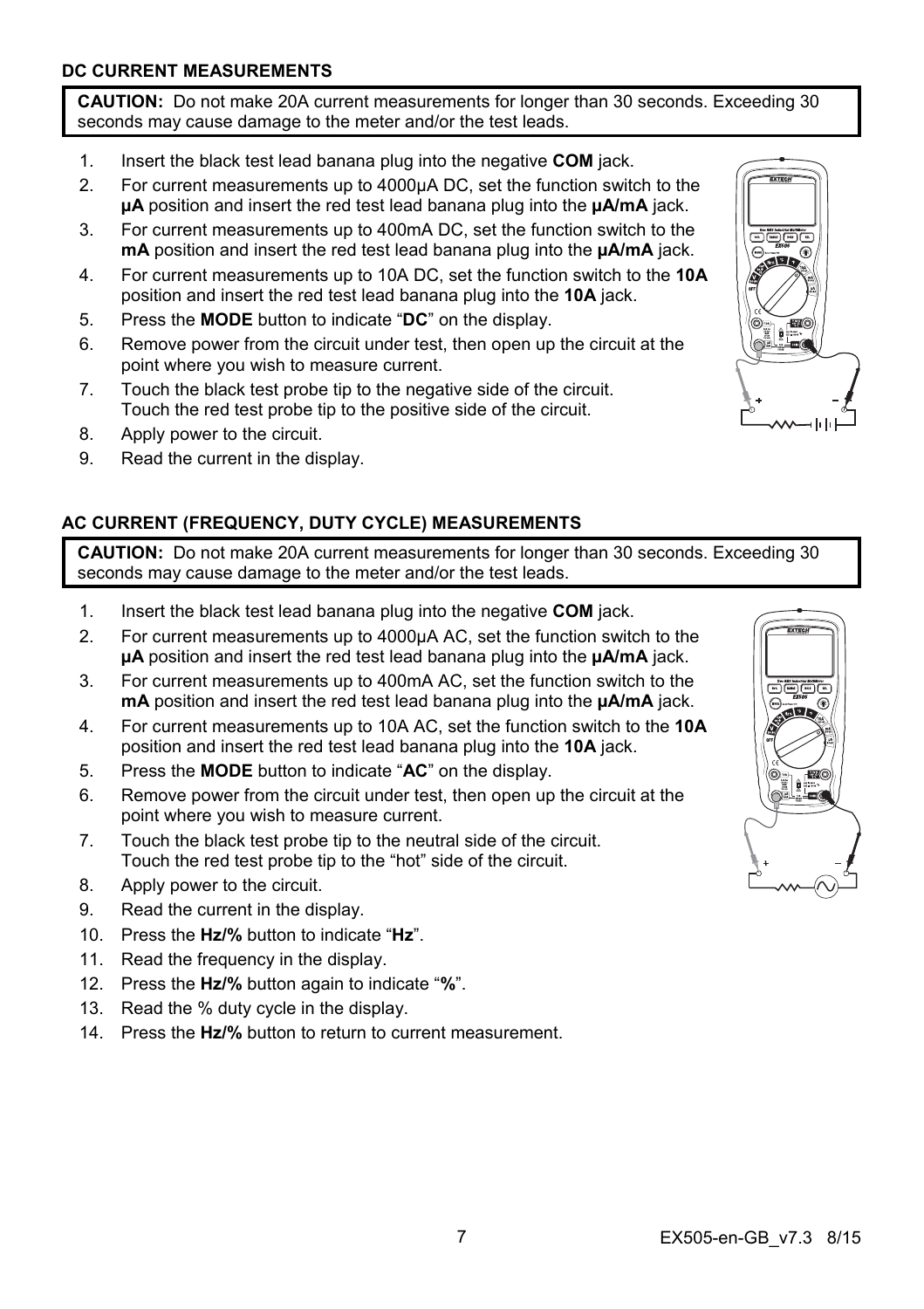### DC CURRENT MEASUREMENTS

**CAUTION:** Do not make 20A current measurements for longer than 30 seconds. Exceeding 30 seconds may cause damage to the meter and/or the test leads.

1. Insert the black test lead banana plug into the negative **COM** jack.
2. For current measurements up to 4000µA DC, set the function switch to the **µA** position and insert the red test lead banana plug into the **µA/mA** jack.
3. For current measurements up to 400mA DC, set the function switch to the **mA** position and insert the red test lead banana plug into the **µA/mA** jack.
4. For current measurements up to 10A DC, set the function switch to the **10A** position and insert the red test lead banana plug into the **10A** jack.
5. Press the **MODE** button to indicate "**DC**" on the display.
6. Remove power from the circuit under test, then open up the circuit at the point where you wish to measure current.
7. Touch the black test probe tip to the negative side of the circuit. Touch the red test probe tip to the positive side of the circuit.
8. Apply power to the circuit.
9. Read the current in the display.

### AC CURRENT (FREQUENCY, DUTY CYCLE) MEASUREMENTS

**CAUTION:** Do not make 20A current measurements for longer than 30 seconds. Exceeding 30 seconds may cause damage to the meter and/or the test leads.

1. Insert the black test lead banana plug into the negative **COM** jack.
2. For current measurements up to 4000µA AC, set the function switch to the **µA** position and insert the red test lead banana plug into the **µA/mA** jack.
3. For current measurements up to 400mA AC, set the function switch to the **mA** position and insert the red test lead banana plug into the **µA/mA** jack.
4. For current measurements up to 10A AC, set the function switch to the **10A** position and insert the red test lead banana plug into the **10A** jack.
5. Press the **MODE** button to indicate "**AC**" on the display.
6. Remove power from the circuit under test, then open up the circuit at the point where you wish to measure current.
7. Touch the black test probe tip to the neutral side of the circuit. Touch the red test probe tip to the "hot" side of the circuit.
8. Apply power to the circuit.
9. Read the current in the display.
10. Press the **Hz/%** button to indicate "**Hz**".
11. Read the frequency in the display.
12. Press the **Hz/%** button again to indicate "**%**".
13. Read the % duty cycle in the display.
14. Press the **Hz/%** button to return to current measurement.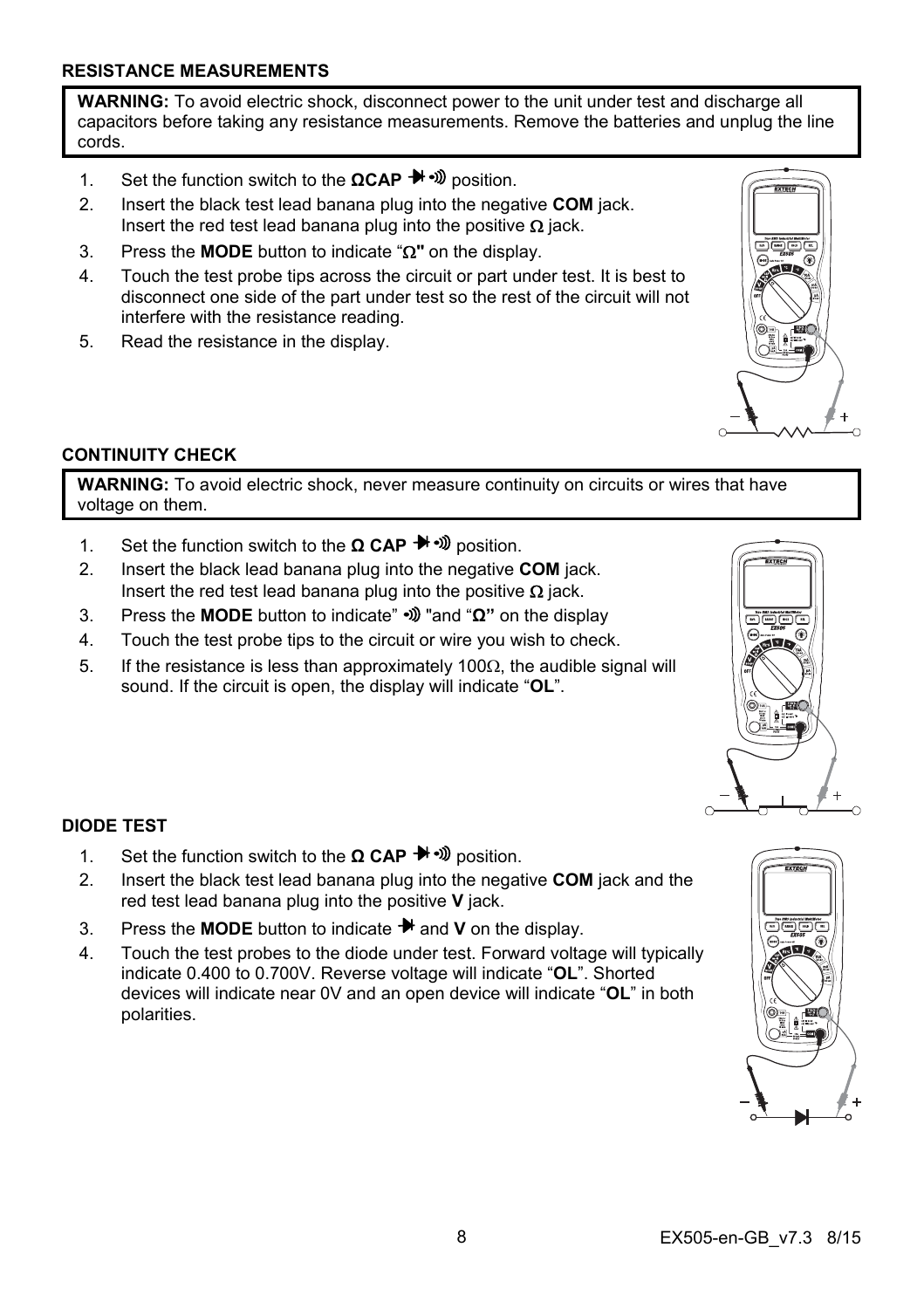## RESISTANCE MEASUREMENTS

> **WARNING:** To avoid electric shock, disconnect power to the unit under test and discharge all capacitors before taking any resistance measurements. Remove the batteries and unplug the line cords.

1. Set the function switch to the **ΩCAP** ⯈|•))) position.
2. Insert the black test lead banana plug into the negative **COM** jack. Insert the red test lead banana plug into the positive Ω jack.
3. Press the **MODE** button to indicate "Ω" on the display.
4. Touch the test probe tips across the circuit or part under test. It is best to disconnect one side of the part under test so the rest of the circuit will not interfere with the resistance reading.
5. Read the resistance in the display.

## CONTINUITY CHECK

> **WARNING:** To avoid electric shock, never measure continuity on circuits or wires that have voltage on them.

1. Set the function switch to the **Ω CAP** ⯈|•))) position.
2. Insert the black lead banana plug into the negative **COM** jack. Insert the red test lead banana plug into the positive Ω jack.
3. Press the **MODE** button to indicate" •))) "and "**Ω**" on the display
4. Touch the test probe tips to the circuit or wire you wish to check.
5. If the resistance is less than approximately 100Ω, the audible signal will sound. If the circuit is open, the display will indicate "**OL**".

## DIODE TEST

1. Set the function switch to the **Ω CAP** ⯈|•))) position.
2. Insert the black test lead banana plug into the negative **COM** jack and the red test lead banana plug into the positive **V** jack.
3. Press the **MODE** button to indicate ⯈| and **V** on the display.
4. Touch the test probes to the diode under test. Forward voltage will typically indicate 0.400 to 0.700V. Reverse voltage will indicate "**OL**". Shorted devices will indicate near 0V and an open device will indicate "**OL**" in both polarities.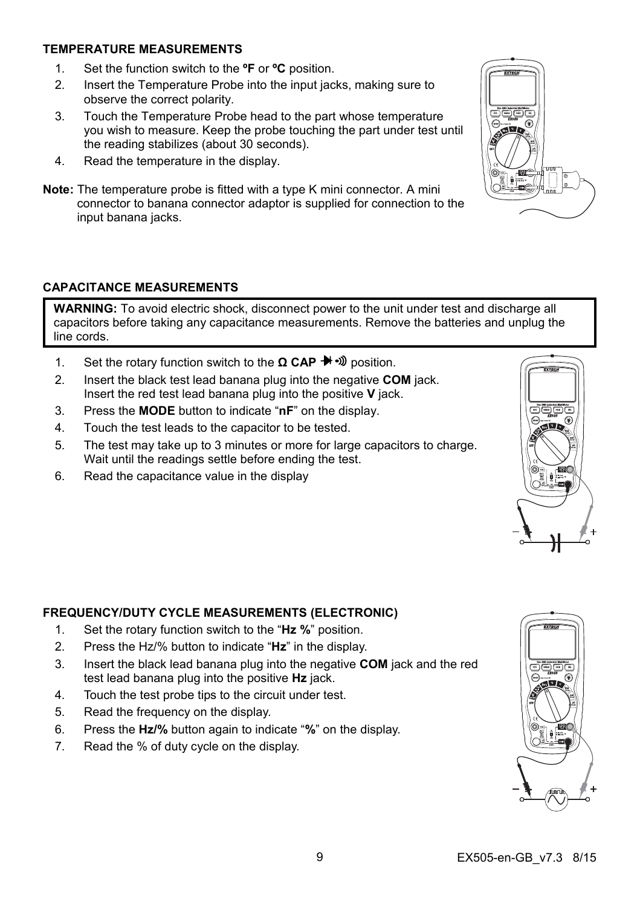## TEMPERATURE MEASUREMENTS

1. Set the function switch to the **ºF** or **ºC** position.
2. Insert the Temperature Probe into the input jacks, making sure to observe the correct polarity.
3. Touch the Temperature Probe head to the part whose temperature you wish to measure. Keep the probe touching the part under test until the reading stabilizes (about 30 seconds).
4. Read the temperature in the display.

**Note:** The temperature probe is fitted with a type K mini connector. A mini connector to banana connector adaptor is supplied for connection to the input banana jacks.

## CAPACITANCE MEASUREMENTS

**WARNING:** To avoid electric shock, disconnect power to the unit under test and discharge all capacitors before taking any capacitance measurements. Remove the batteries and unplug the line cords.

1. Set the rotary function switch to the **Ω CAP** ➔ •))) position.
2. Insert the black test lead banana plug into the negative **COM** jack. Insert the red test lead banana plug into the positive **V** jack.
3. Press the **MODE** button to indicate "**nF**" on the display.
4. Touch the test leads to the capacitor to be tested.
5. The test may take up to 3 minutes or more for large capacitors to charge. Wait until the readings settle before ending the test.
6. Read the capacitance value in the display

## FREQUENCY/DUTY CYCLE MEASUREMENTS (ELECTRONIC)

1. Set the rotary function switch to the "**Hz %**" position.
2. Press the Hz/% button to indicate "**Hz**" in the display.
3. Insert the black lead banana plug into the negative **COM** jack and the red test lead banana plug into the positive **Hz** jack.
4. Touch the test probe tips to the circuit under test.
5. Read the frequency on the display.
6. Press the **Hz/%** button again to indicate "**%**" on the display.
7. Read the % of duty cycle on the display.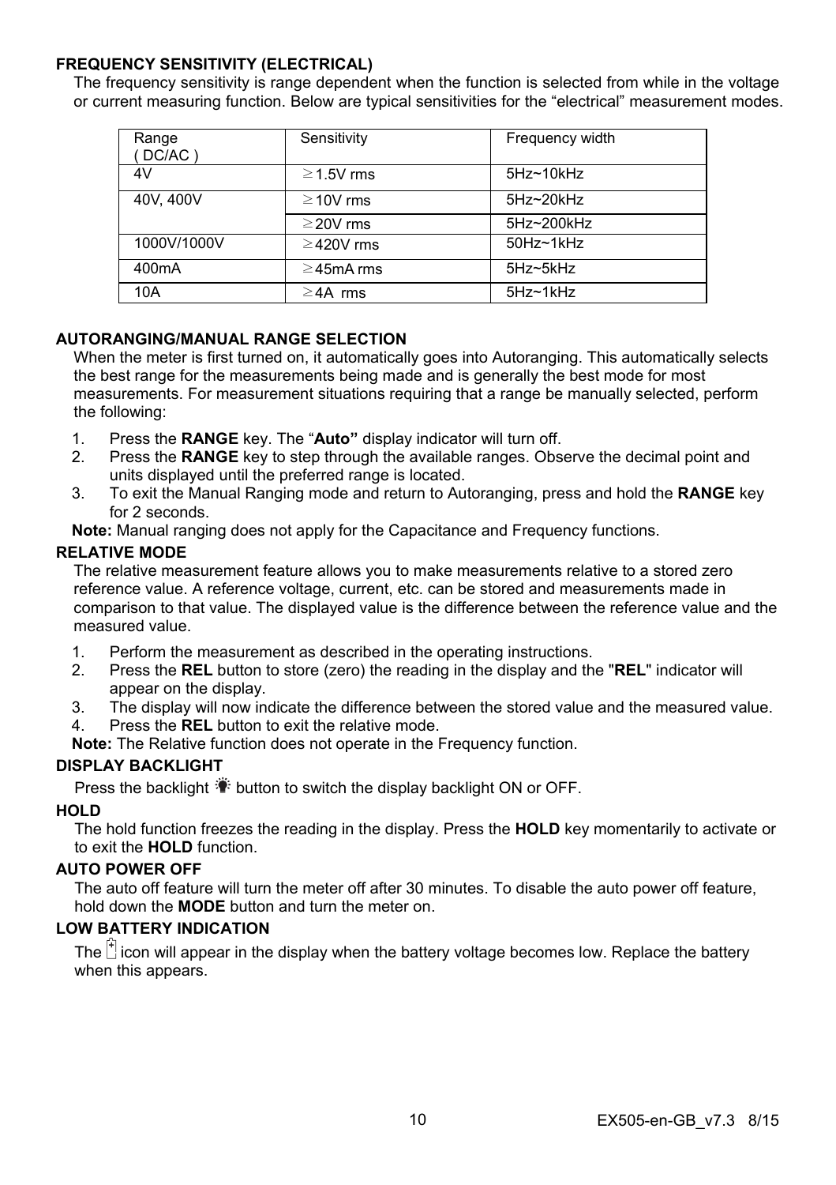### FREQUENCY SENSITIVITY (ELECTRICAL)

The frequency sensitivity is range dependent when the function is selected from while in the voltage or current measuring function. Below are typical sensitivities for the "electrical" measurement modes.

| Range ( DC/AC ) | Sensitivity | Frequency width |
|---|---|---|
| 4V | ≥1.5V rms | 5Hz~10kHz |
| 40V, 400V | ≥10V rms | 5Hz~20kHz |
| | ≥20V rms | 5Hz~200kHz |
| 1000V/1000V | ≥420V rms | 50Hz~1kHz |
| 400mA | ≥45mA rms | 5Hz~5kHz |
| 10A | ≥4A rms | 5Hz~1kHz |

### AUTORANGING/MANUAL RANGE SELECTION

When the meter is first turned on, it automatically goes into Autoranging. This automatically selects the best range for the measurements being made and is generally the best mode for most measurements. For measurement situations requiring that a range be manually selected, perform the following:

1. Press the **RANGE** key. The "**Auto"** display indicator will turn off.
2. Press the **RANGE** key to step through the available ranges. Observe the decimal point and units displayed until the preferred range is located.
3. To exit the Manual Ranging mode and return to Autoranging, press and hold the **RANGE** key for 2 seconds.

**Note:** Manual ranging does not apply for the Capacitance and Frequency functions.

### RELATIVE MODE

The relative measurement feature allows you to make measurements relative to a stored zero reference value. A reference voltage, current, etc. can be stored and measurements made in comparison to that value. The displayed value is the difference between the reference value and the measured value.

1. Perform the measurement as described in the operating instructions.
2. Press the **REL** button to store (zero) the reading in the display and the "**REL**" indicator will appear on the display.
3. The display will now indicate the difference between the stored value and the measured value.
4. Press the **REL** button to exit the relative mode.

**Note:** The Relative function does not operate in the Frequency function.

### DISPLAY BACKLIGHT

Press the backlight button to switch the display backlight ON or OFF.

### HOLD

The hold function freezes the reading in the display. Press the **HOLD** key momentarily to activate or to exit the **HOLD** function.

### AUTO POWER OFF

The auto off feature will turn the meter off after 30 minutes. To disable the auto power off feature, hold down the **MODE** button and turn the meter on.

### LOW BATTERY INDICATION

The icon will appear in the display when the battery voltage becomes low. Replace the battery when this appears.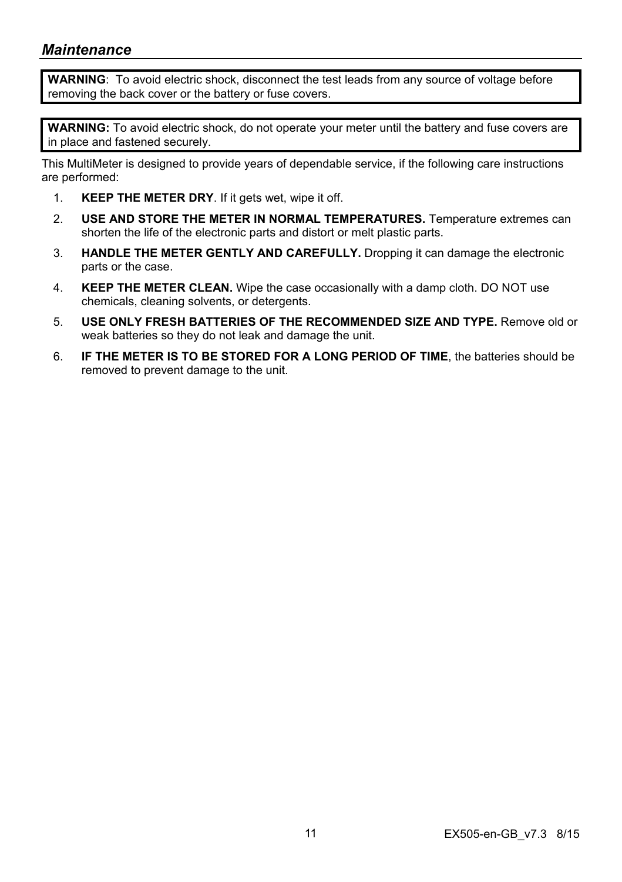## *Maintenance*

> **WARNING**: To avoid electric shock, disconnect the test leads from any source of voltage before removing the back cover or the battery or fuse covers.

> **WARNING:** To avoid electric shock, do not operate your meter until the battery and fuse covers are in place and fastened securely.

This MultiMeter is designed to provide years of dependable service, if the following care instructions are performed:

1. **KEEP THE METER DRY**. If it gets wet, wipe it off.
2. **USE AND STORE THE METER IN NORMAL TEMPERATURES.** Temperature extremes can shorten the life of the electronic parts and distort or melt plastic parts.
3. **HANDLE THE METER GENTLY AND CAREFULLY.** Dropping it can damage the electronic parts or the case.
4. **KEEP THE METER CLEAN.** Wipe the case occasionally with a damp cloth. DO NOT use chemicals, cleaning solvents, or detergents.
5. **USE ONLY FRESH BATTERIES OF THE RECOMMENDED SIZE AND TYPE.** Remove old or weak batteries so they do not leak and damage the unit.
6. **IF THE METER IS TO BE STORED FOR A LONG PERIOD OF TIME**, the batteries should be removed to prevent damage to the unit.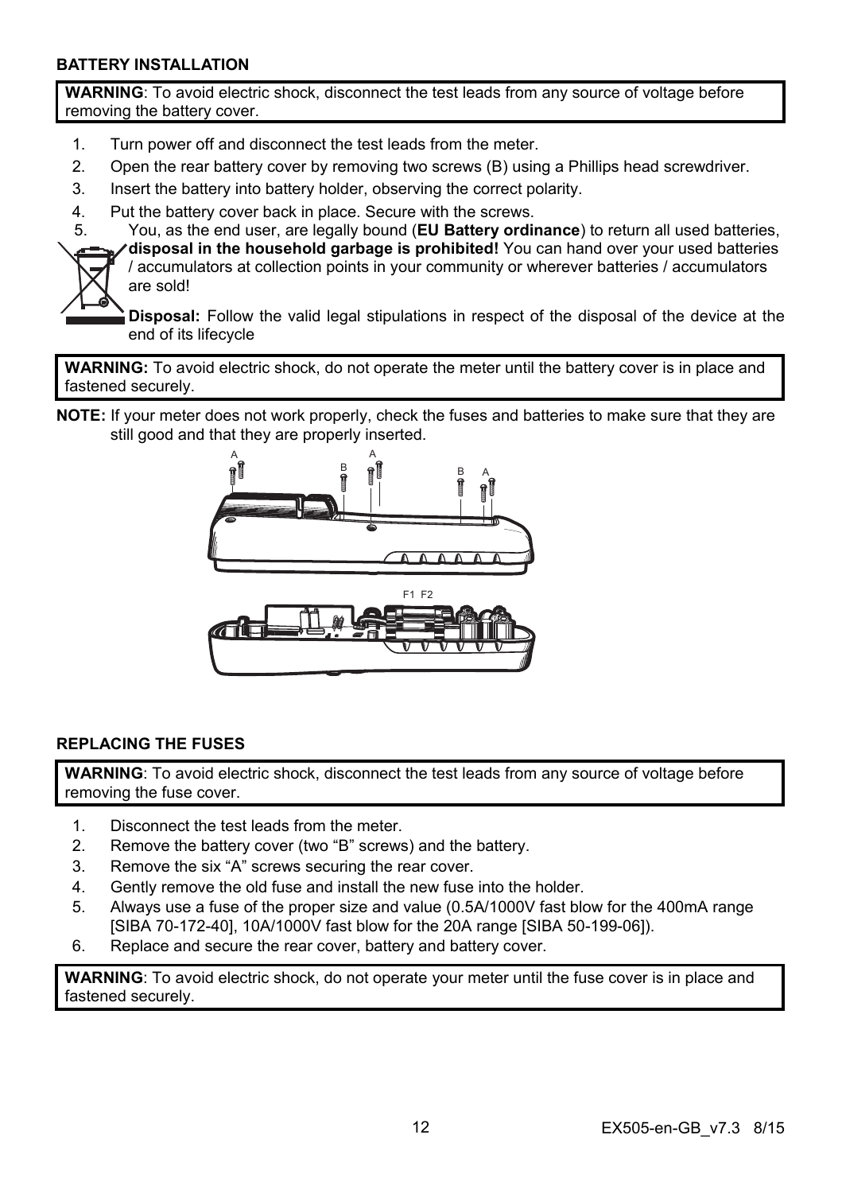## BATTERY INSTALLATION

**WARNING**: To avoid electric shock, disconnect the test leads from any source of voltage before removing the battery cover.

1. Turn power off and disconnect the test leads from the meter.
2. Open the rear battery cover by removing two screws (B) using a Phillips head screwdriver.
3. Insert the battery into battery holder, observing the correct polarity.
4. Put the battery cover back in place. Secure with the screws.
5. You, as the end user, are legally bound (**EU Battery ordinance**) to return all used batteries, **disposal in the household garbage is prohibited!** You can hand over your used batteries / accumulators at collection points in your community or wherever batteries / accumulators are sold!

   **Disposal:** Follow the valid legal stipulations in respect of the disposal of the device at the end of its lifecycle

**WARNING:** To avoid electric shock, do not operate the meter until the battery cover is in place and fastened securely.

**NOTE:** If your meter does not work properly, check the fuses and batteries to make sure that they are still good and that they are properly inserted.

## REPLACING THE FUSES

**WARNING**: To avoid electric shock, disconnect the test leads from any source of voltage before removing the fuse cover.

1. Disconnect the test leads from the meter.
2. Remove the battery cover (two "B" screws) and the battery.
3. Remove the six "A" screws securing the rear cover.
4. Gently remove the old fuse and install the new fuse into the holder.
5. Always use a fuse of the proper size and value (0.5A/1000V fast blow for the 400mA range [SIBA 70-172-40], 10A/1000V fast blow for the 20A range [SIBA 50-199-06]).
6. Replace and secure the rear cover, battery and battery cover.

**WARNING**: To avoid electric shock, do not operate your meter until the fuse cover is in place and fastened securely.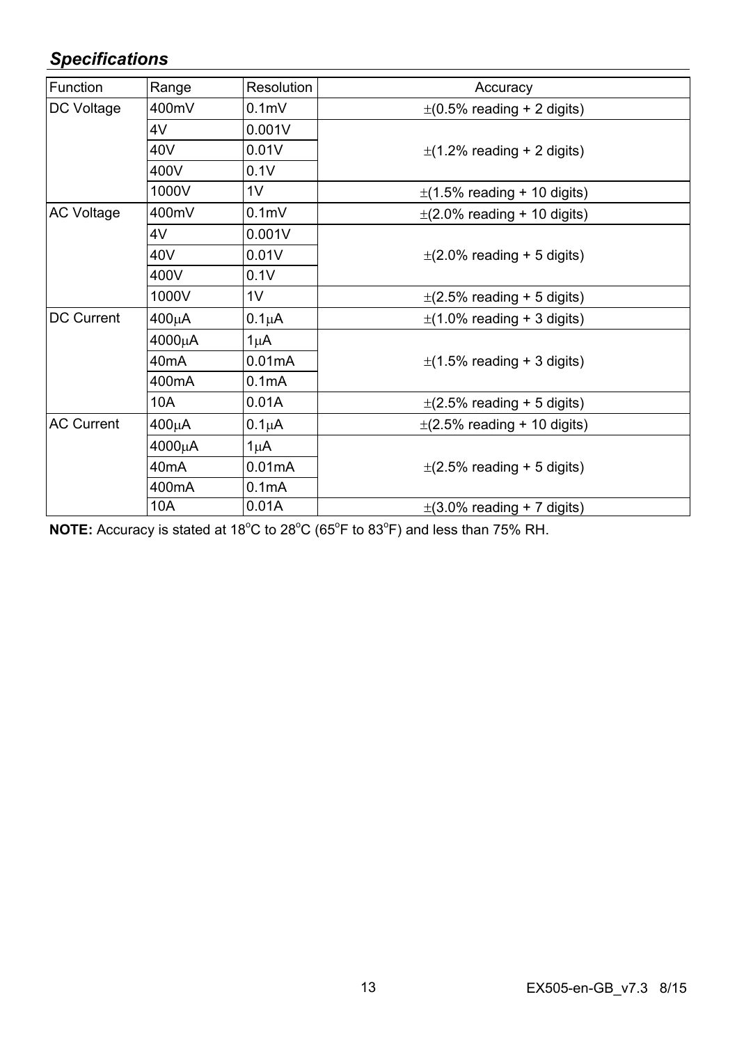## *Specifications*

| Function | Range | Resolution | Accuracy |
|---|---|---|---|
| DC Voltage | 400mV | 0.1mV | ±(0.5% reading + 2 digits) |
| | 4V | 0.001V | ±(1.2% reading + 2 digits) |
| | 40V | 0.01V | |
| | 400V | 0.1V | |
| | 1000V | 1V | ±(1.5% reading + 10 digits) |
| AC Voltage | 400mV | 0.1mV | ±(2.0% reading + 10 digits) |
| | 4V | 0.001V | ±(2.0% reading + 5 digits) |
| | 40V | 0.01V | |
| | 400V | 0.1V | |
| | 1000V | 1V | ±(2.5% reading + 5 digits) |
| DC Current | 400μA | 0.1μA | ±(1.0% reading + 3 digits) |
| | 4000μA | 1μA | ±(1.5% reading + 3 digits) |
| | 40mA | 0.01mA | |
| | 400mA | 0.1mA | |
| | 10A | 0.01A | ±(2.5% reading + 5 digits) |
| AC Current | 400μA | 0.1μA | ±(2.5% reading + 10 digits) |
| | 4000μA | 1μA | ±(2.5% reading + 5 digits) |
| | 40mA | 0.01mA | |
| | 400mA | 0.1mA | |
| | 10A | 0.01A | ±(3.0% reading + 7 digits) |

**NOTE:** Accuracy is stated at 18°C to 28°C (65°F to 83°F) and less than 75% RH.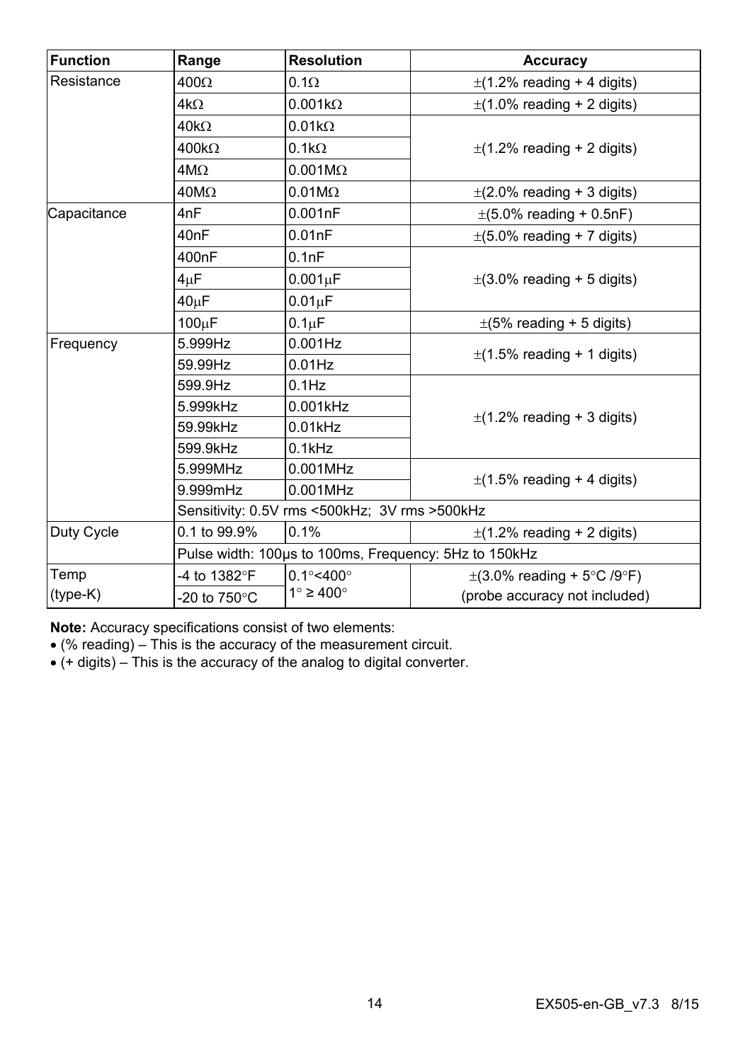| Function | Range | Resolution | Accuracy |
|---|---|---|---|
| Resistance | 400Ω | 0.1Ω | ±(1.2% reading + 4 digits) |
| | 4kΩ | 0.001kΩ | ±(1.0% reading + 2 digits) |
| | 40kΩ | 0.01kΩ | ±(1.2% reading + 2 digits) |
| | 400kΩ | 0.1kΩ | |
| | 4MΩ | 0.001MΩ | |
| | 40MΩ | 0.01MΩ | ±(2.0% reading + 3 digits) |
| Capacitance | 4nF | 0.001nF | ±(5.0% reading + 0.5nF) |
| | 40nF | 0.01nF | ±(5.0% reading + 7 digits) |
| | 400nF | 0.1nF | ±(3.0% reading + 5 digits) |
| | 4μF | 0.001μF | |
| | 40μF | 0.01μF | |
| | 100μF | 0.1μF | ±(5% reading + 5 digits) |
| Frequency | 5.999Hz | 0.001Hz | ±(1.5% reading + 1 digits) |
| | 59.99Hz | 0.01Hz | |
| | 599.9Hz | 0.1Hz | ±(1.2% reading + 3 digits) |
| | 5.999kHz | 0.001kHz | |
| | 59.99kHz | 0.01kHz | |
| | 599.9kHz | 0.1kHz | |
| | 5.999MHz | 0.001MHz | ±(1.5% reading + 4 digits) |
| | 9.999mHz | 0.001MHz | |
| | Sensitivity: 0.5V rms <500kHz; 3V rms >500kHz | | |
| Duty Cycle | 0.1 to 99.9% | 0.1% | ±(1.2% reading + 2 digits) |
| | Pulse width: 100μs to 100ms, Frequency: 5Hz to 150kHz | | |
| Temp (type-K) | -4 to 1382°F | 0.1°<400° | ±(3.0% reading + 5°C /9°F) |
| | -20 to 750°C | 1° ≥ 400° | (probe accuracy not included) |

**Note:** Accuracy specifications consist of two elements:

- (% reading) – This is the accuracy of the measurement circuit.
- (+ digits) – This is the accuracy of the analog to digital converter.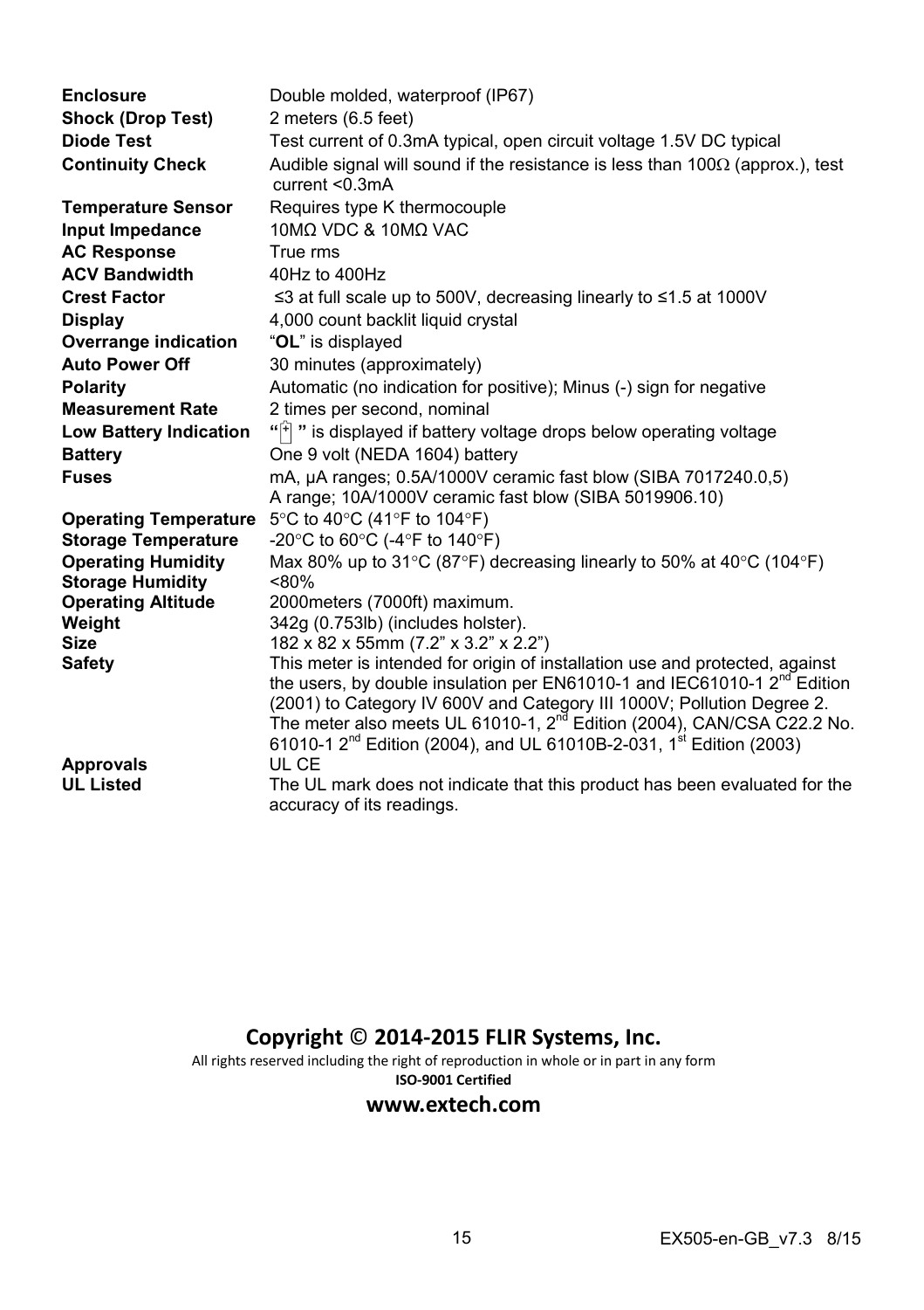| | |
|---|---|
| **Enclosure** | Double molded, waterproof (IP67) |
| **Shock (Drop Test)** | 2 meters (6.5 feet) |
| **Diode Test** | Test current of 0.3mA typical, open circuit voltage 1.5V DC typical |
| **Continuity Check** | Audible signal will sound if the resistance is less than 100Ω (approx.), test current <0.3mA |
| **Temperature Sensor** | Requires type K thermocouple |
| **Input Impedance** | 10MΩ VDC & 10MΩ VAC |
| **AC Response** | True rms |
| **ACV Bandwidth** | 40Hz to 400Hz |
| **Crest Factor** | ≤3 at full scale up to 500V, decreasing linearly to ≤1.5 at 1000V |
| **Display** | 4,000 count backlit liquid crystal |
| **Overrange indication** | "**OL**" is displayed |
| **Auto Power Off** | 30 minutes (approximately) |
| **Polarity** | Automatic (no indication for positive); Minus (-) sign for negative |
| **Measurement Rate** | 2 times per second, nominal |
| **Low Battery Indication** | "[+]" is displayed if battery voltage drops below operating voltage |
| **Battery** | One 9 volt (NEDA 1604) battery |
| **Fuses** | mA, µA ranges; 0.5A/1000V ceramic fast blow (SIBA 7017240.0,5)<br>A range; 10A/1000V ceramic fast blow (SIBA 5019906.10) |
| **Operating Temperature** | 5°C to 40°C (41°F to 104°F) |
| **Storage Temperature** | -20°C to 60°C (-4°F to 140°F) |
| **Operating Humidity** | Max 80% up to 31°C (87°F) decreasing linearly to 50% at 40°C (104°F) |
| **Storage Humidity** | <80% |
| **Operating Altitude** | 2000meters (7000ft) maximum. |
| **Weight** | 342g (0.753lb) (includes holster). |
| **Size** | 182 x 82 x 55mm (7.2" x 3.2" x 2.2") |
| **Safety** | This meter is intended for origin of installation use and protected, against the users, by double insulation per EN61010-1 and IEC61010-1 2nd Edition (2001) to Category IV 600V and Category III 1000V; Pollution Degree 2. The meter also meets UL 61010-1, 2nd Edition (2004), CAN/CSA C22.2 No. 61010-1 2nd Edition (2004), and UL 61010B-2-031, 1st Edition (2003) |
| **Approvals** | UL CE |
| **UL Listed** | The UL mark does not indicate that this product has been evaluated for the accuracy of its readings. |

**Copyright © 2014-2015 FLIR Systems, Inc.**

All rights reserved including the right of reproduction in whole or in part in any form

**ISO-9001 Certified**

**www.extech.com**